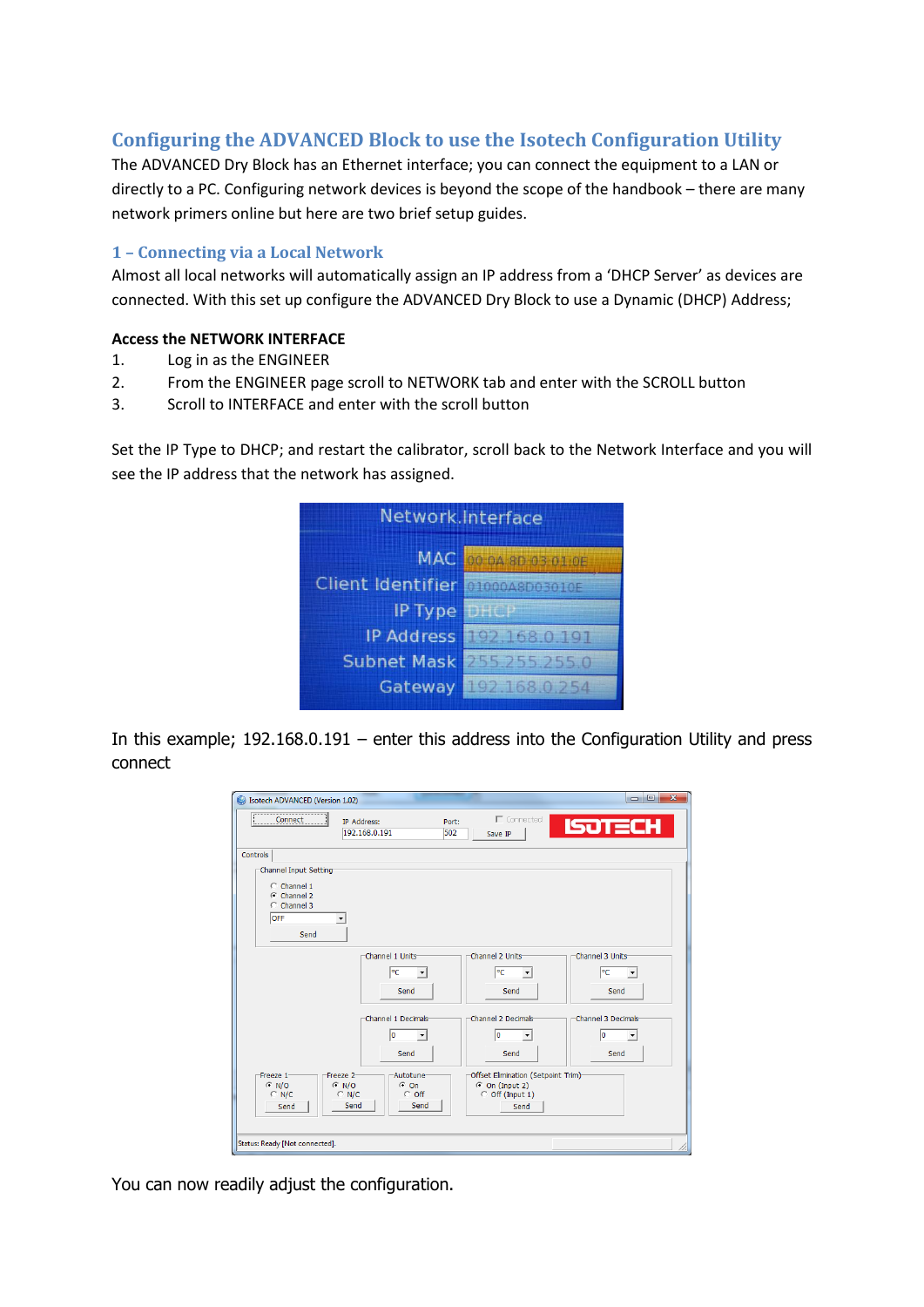## Configuring the ADVANCED Block to use the Isotech Configuration Utility

The ADVANCED Dry Block has an Ethernet interface; you can connect the equipment to a LAN or directly to a PC. Configuring network devices is beyond the scope of the handbook – there are many network primers online but here are two brief setup guides.

### 1 – Connecting via a Local Network

Almost all local networks will automatically assign an IP address from a 'DHCP Server' as devices are connected. With this set up configure the ADVANCED Dry Block to use a Dynamic (DHCP) Address;

**Access the NETWORK INTERFACE**

1. Log in as the ENGINEER
2. From the ENGINEER page scroll to NETWORK tab and enter with the SCROLL button
3. Scroll to INTERFACE and enter with the scroll button

Set the IP Type to DHCP; and restart the calibrator, scroll back to the Network Interface and you will see the IP address that the network has assigned.

In this example; 192.168.0.191 – enter this address into the Configuration Utility and press connect

You can now readily adjust the configuration.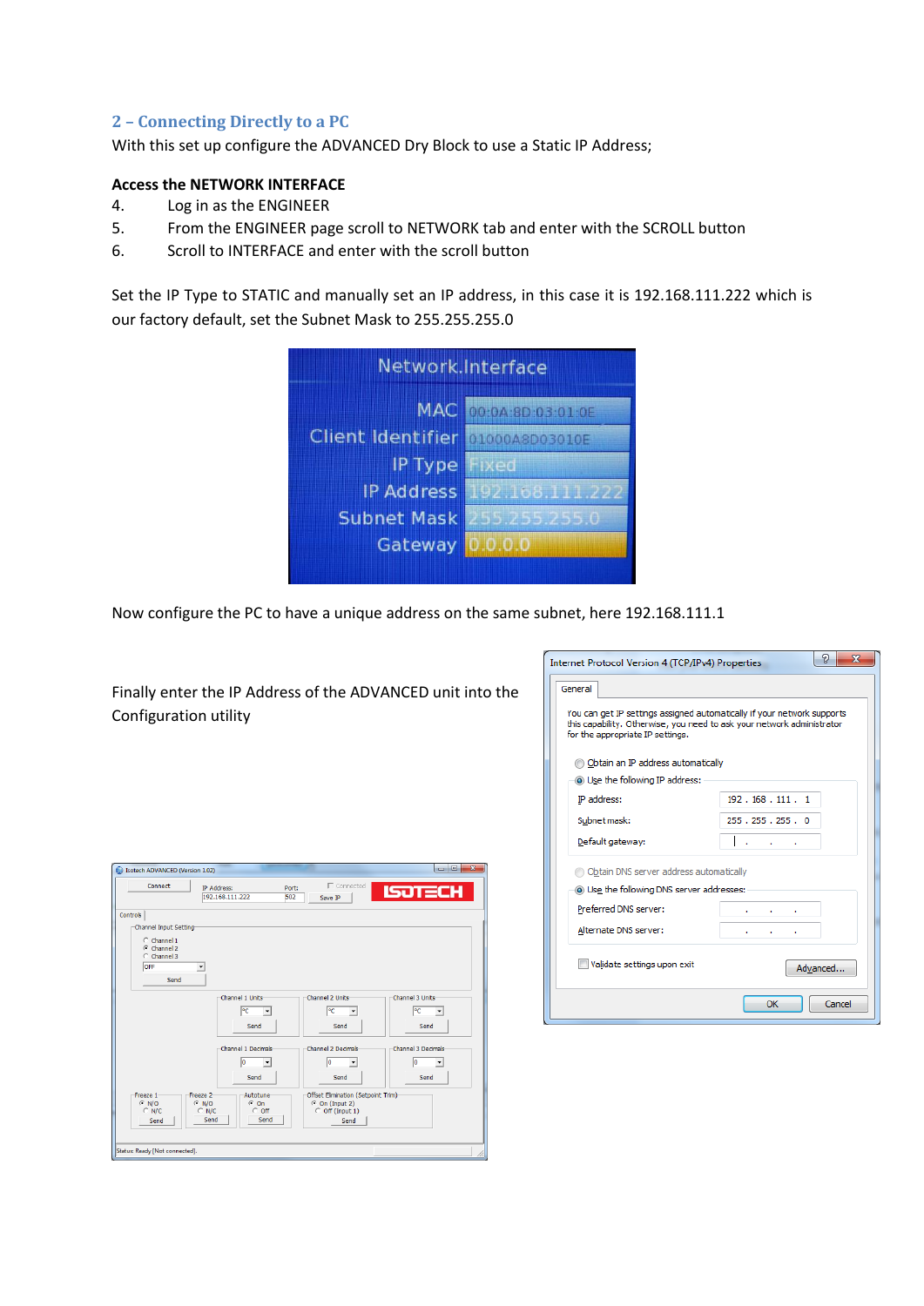## 2 – Connecting Directly to a PC

With this set up configure the ADVANCED Dry Block to use a Static IP Address;

**Access the NETWORK INTERFACE**

4. Log in as the ENGINEER
5. From the ENGINEER page scroll to NETWORK tab and enter with the SCROLL button
6. Scroll to INTERFACE and enter with the scroll button

Set the IP Type to STATIC and manually set an IP address, in this case it is 192.168.111.222 which is our factory default, set the Subnet Mask to 255.255.255.0

Now configure the PC to have a unique address on the same subnet, here 192.168.111.1

Finally enter the IP Address of the ADVANCED unit into the Configuration utility